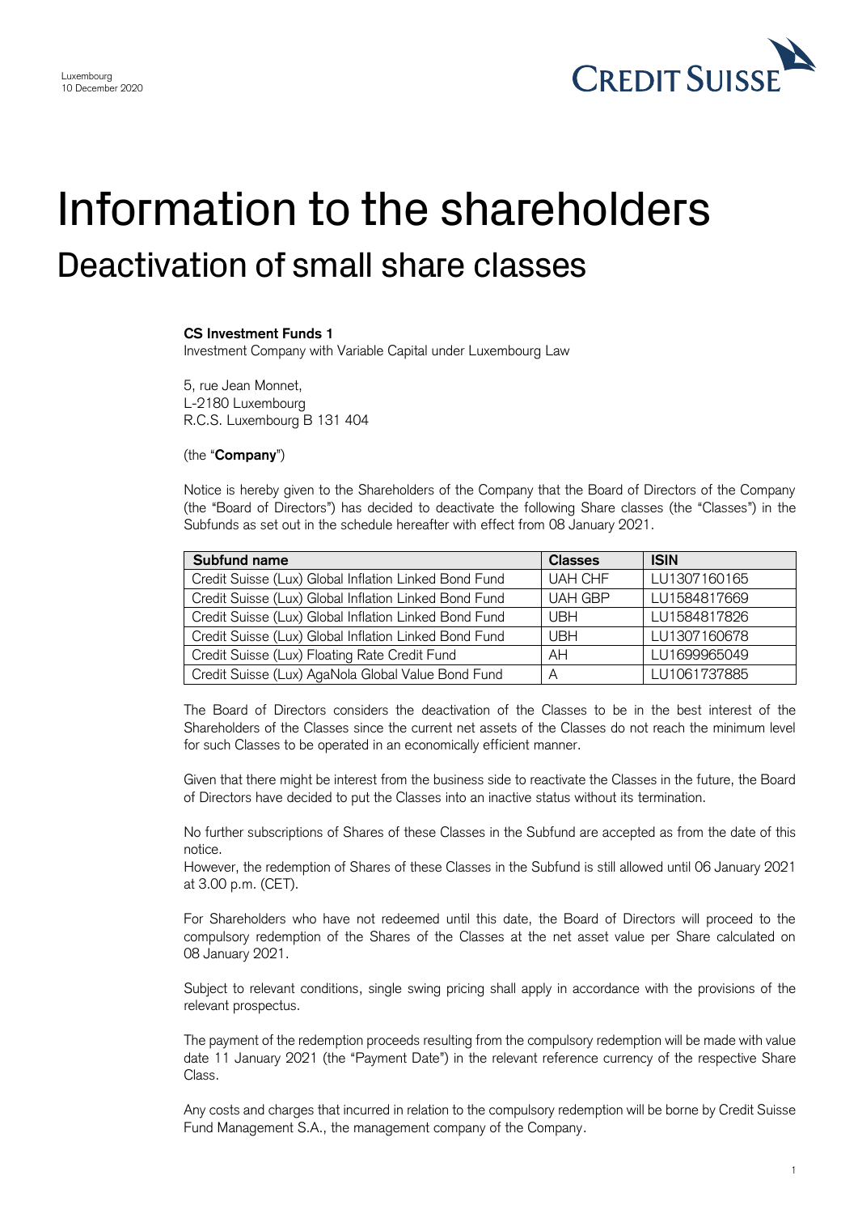Luxembourg
10 December 2020

# Information to the shareholders

## Deactivation of small share classes

**CS Investment Funds 1**
Investment Company with Variable Capital under Luxembourg Law

5, rue Jean Monnet,
L-2180 Luxembourg
R.C.S. Luxembourg B 131 404

(the "**Company**")

Notice is hereby given to the Shareholders of the Company that the Board of Directors of the Company (the "Board of Directors") has decided to deactivate the following Share classes (the "Classes") in the Subfunds as set out in the schedule hereafter with effect from 08 January 2021.

| Subfund name | Classes | ISIN |
|---|---|---|
| Credit Suisse (Lux) Global Inflation Linked Bond Fund | UAH CHF | LU1307160165 |
| Credit Suisse (Lux) Global Inflation Linked Bond Fund | UAH GBP | LU1584817669 |
| Credit Suisse (Lux) Global Inflation Linked Bond Fund | UBH | LU1584817826 |
| Credit Suisse (Lux) Global Inflation Linked Bond Fund | UBH | LU1307160678 |
| Credit Suisse (Lux) Floating Rate Credit Fund | AH | LU1699965049 |
| Credit Suisse (Lux) AgaNola Global Value Bond Fund | A | LU1061737885 |

The Board of Directors considers the deactivation of the Classes to be in the best interest of the Shareholders of the Classes since the current net assets of the Classes do not reach the minimum level for such Classes to be operated in an economically efficient manner.

Given that there might be interest from the business side to reactivate the Classes in the future, the Board of Directors have decided to put the Classes into an inactive status without its termination.

No further subscriptions of Shares of these Classes in the Subfund are accepted as from the date of this notice.
However, the redemption of Shares of these Classes in the Subfund is still allowed until 06 January 2021 at 3.00 p.m. (CET).

For Shareholders who have not redeemed until this date, the Board of Directors will proceed to the compulsory redemption of the Shares of the Classes at the net asset value per Share calculated on 08 January 2021.

Subject to relevant conditions, single swing pricing shall apply in accordance with the provisions of the relevant prospectus.

The payment of the redemption proceeds resulting from the compulsory redemption will be made with value date 11 January 2021 (the "Payment Date") in the relevant reference currency of the respective Share Class.

Any costs and charges that incurred in relation to the compulsory redemption will be borne by Credit Suisse Fund Management S.A., the management company of the Company.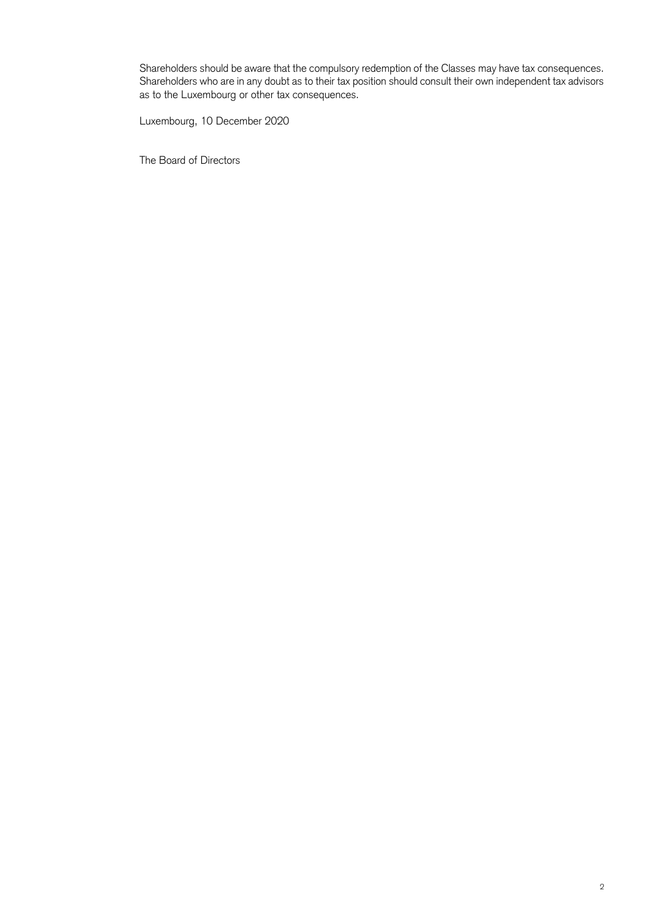Shareholders should be aware that the compulsory redemption of the Classes may have tax consequences. Shareholders who are in any doubt as to their tax position should consult their own independent tax advisors as to the Luxembourg or other tax consequences.

Luxembourg, 10 December 2020

The Board of Directors